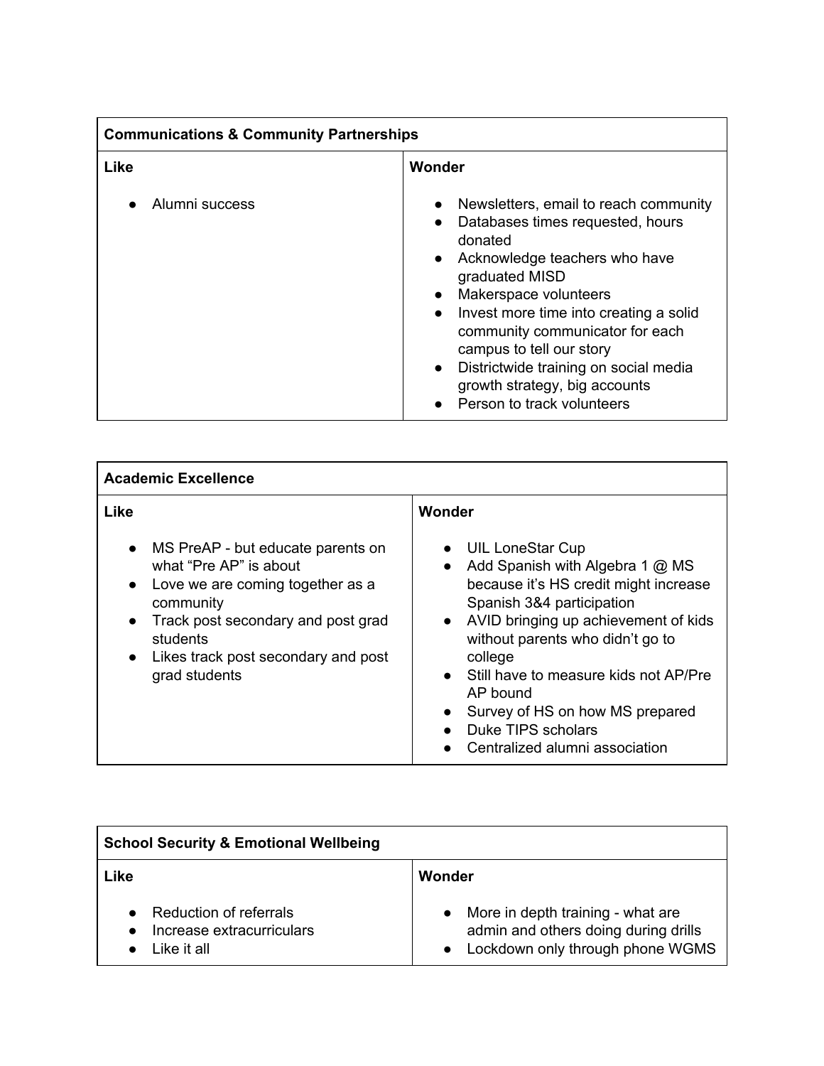| Communications & Community Partnerships | |
|---|---|
| **Like** | **Wonder** |
| • Alumni success | • Newsletters, email to reach community<br>• Databases times requested, hours donated<br>• Acknowledge teachers who have graduated MISD<br>• Makerspace volunteers<br>• Invest more time into creating a solid community communicator for each campus to tell our story<br>• Districtwide training on social media growth strategy, big accounts<br>• Person to track volunteers |

| Academic Excellence | |
|---|---|
| **Like** | **Wonder** |
| • MS PreAP - but educate parents on what "Pre AP" is about<br>• Love we are coming together as a community<br>• Track post secondary and post grad students<br>• Likes track post secondary and post grad students | • UIL LoneStar Cup<br>• Add Spanish with Algebra 1 @ MS because it's HS credit might increase Spanish 3&4 participation<br>• AVID bringing up achievement of kids without parents who didn't go to college<br>• Still have to measure kids not AP/Pre AP bound<br>• Survey of HS on how MS prepared<br>• Duke TIPS scholars<br>• Centralized alumni association |

| School Security & Emotional Wellbeing | |
|---|---|
| **Like** | **Wonder** |
| • Reduction of referrals<br>• Increase extracurriculars<br>• Like it all | • More in depth training - what are admin and others doing during drills<br>• Lockdown only through phone WGMS |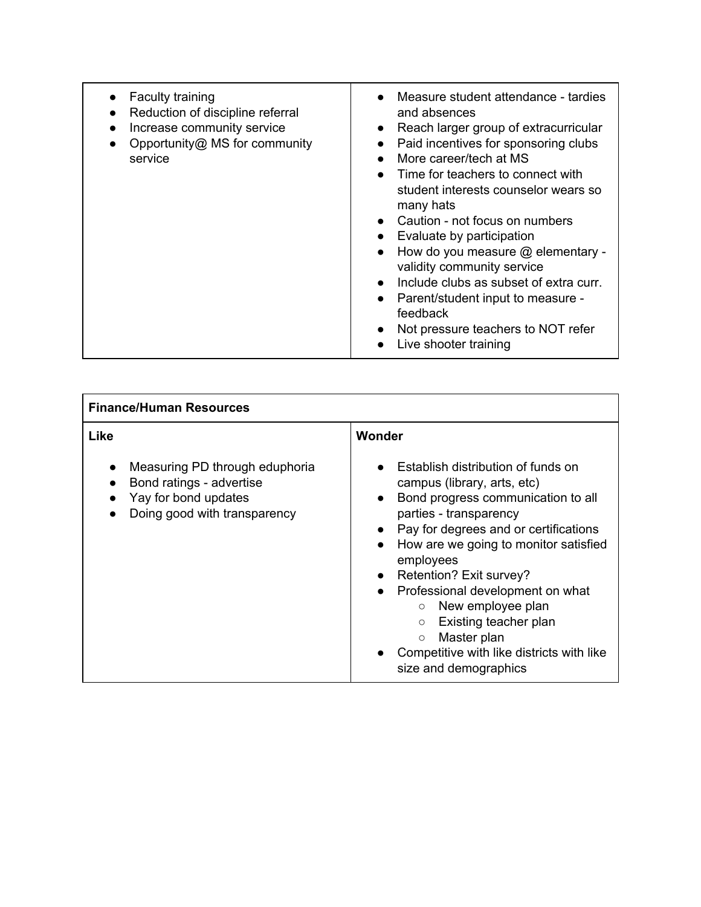| | |
|---|---|
| <ul><li>Faculty training</li><li>Reduction of discipline referral</li><li>Increase community service</li><li>Opportunity@ MS for community service</li></ul> | <ul><li>Measure student attendance - tardies and absences</li><li>Reach larger group of extracurricular</li><li>Paid incentives for sponsoring clubs</li><li>More career/tech at MS</li><li>Time for teachers to connect with student interests counselor wears so many hats</li><li>Caution - not focus on numbers</li><li>Evaluate by participation</li><li>How do you measure @ elementary - validity community service</li><li>Include clubs as subset of extra curr.</li><li>Parent/student input to measure - feedback</li><li>Not pressure teachers to NOT refer</li><li>Live shooter training</li></ul> |

| **Finance/Human Resources** | |
|---|---|
| **Like** | **Wonder** |
| <ul><li>Measuring PD through eduphoria</li><li>Bond ratings - advertise</li><li>Yay for bond updates</li><li>Doing good with transparency</li></ul> | <ul><li>Establish distribution of funds on campus (library, arts, etc)</li><li>Bond progress communication to all parties - transparency</li><li>Pay for degrees and or certifications</li><li>How are we going to monitor satisfied employees</li><li>Retention? Exit survey?</li><li>Professional development on what<ul><li>New employee plan</li><li>Existing teacher plan</li><li>Master plan</li></ul></li><li>Competitive with like districts with like size and demographics</li></ul> |